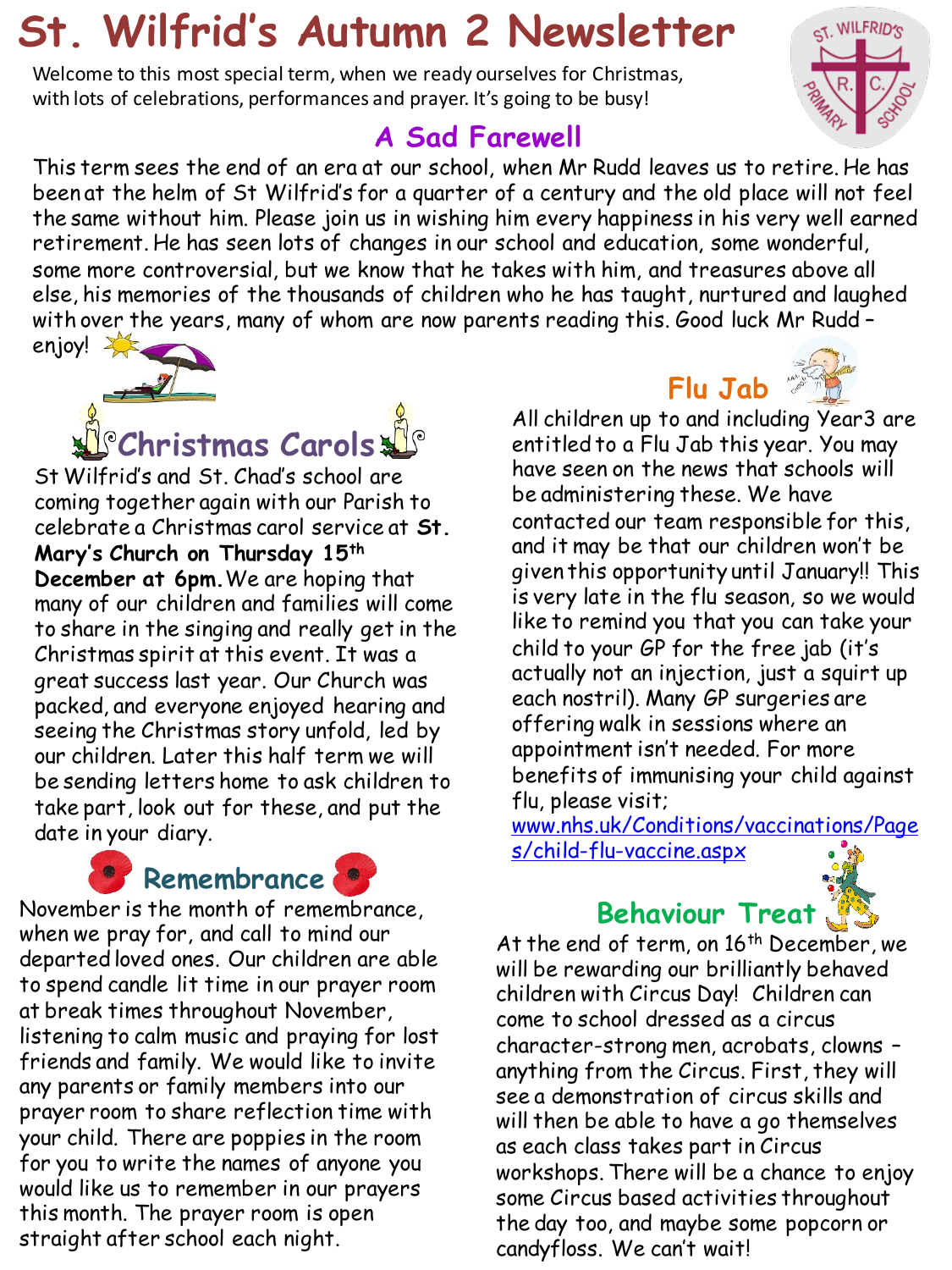# St. Wilfrid's Autumn 2 Newsletter

Welcome to this most special term, when we ready ourselves for Christmas, with lots of celebrations, performances and prayer. It's going to be busy!

## A Sad Farewell

This term sees the end of an era at our school, when Mr Rudd leaves us to retire. He has been at the helm of St Wilfrid's for a quarter of a century and the old place will not feel the same without him. Please join us in wishing him every happiness in his very well earned retirement. He has seen lots of changes in our school and education, some wonderful, some more controversial, but we know that he takes with him, and treasures above all else, his memories of the thousands of children who he has taught, nurtured and laughed with over the years, many of whom are now parents reading this. Good luck Mr Rudd – enjoy!

## Christmas Carols

St Wilfrid's and St. Chad's school are coming together again with our Parish to celebrate a Christmas carol service at **St. Mary's Church on Thursday 15th December at 6pm.** We are hoping that many of our children and families will come to share in the singing and really get in the Christmas spirit at this event. It was a great success last year. Our Church was packed, and everyone enjoyed hearing and seeing the Christmas story unfold, led by our children. Later this half term we will be sending letters home to ask children to take part, look out for these, and put the date in your diary.

## Remembrance

November is the month of remembrance, when we pray for, and call to mind our departed loved ones. Our children are able to spend candle lit time in our prayer room at break times throughout November, listening to calm music and praying for lost friends and family. We would like to invite any parents or family members into our prayer room to share reflection time with your child. There are poppies in the room for you to write the names of anyone you would like us to remember in our prayers this month. The prayer room is open straight after school each night.

## Flu Jab

All children up to and including Year3 are entitled to a Flu Jab this year. You may have seen on the news that schools will be administering these. We have contacted our team responsible for this, and it may be that our children won't be given this opportunity until January!! This is very late in the flu season, so we would like to remind you that you can take your child to your GP for the free jab (it's actually not an injection, just a squirt up each nostril). Many GP surgeries are offering walk in sessions where an appointment isn't needed. For more benefits of immunising your child against flu, please visit; www.nhs.uk/Conditions/vaccinations/Pages/child-flu-vaccine.aspx

## Behaviour Treat

At the end of term, on 16th December, we will be rewarding our brilliantly behaved children with Circus Day! Children can come to school dressed as a circus character-strong men, acrobats, clowns – anything from the Circus. First, they will see a demonstration of circus skills and will then be able to have a go themselves as each class takes part in Circus workshops. There will be a chance to enjoy some Circus based activities throughout the day too, and maybe some popcorn or candyfloss. We can't wait!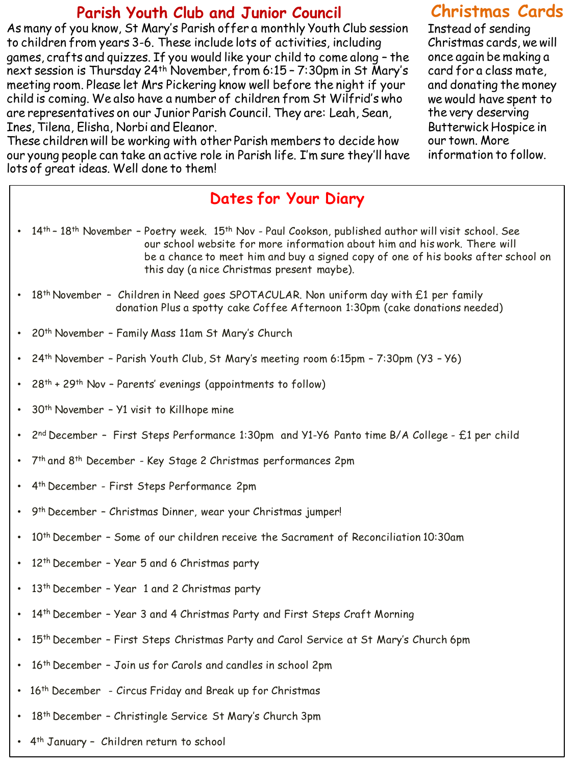## Parish Youth Club and Junior Council

As many of you know, St Mary's Parish offer a monthly Youth Club session to children from years 3-6. These include lots of activities, including games, crafts and quizzes. If you would like your child to come along – the next session is Thursday 24th November, from 6:15 – 7:30pm in St Mary's meeting room. Please let Mrs Pickering know well before the night if your child is coming. We also have a number of children from St Wilfrid's who are representatives on our Junior Parish Council. They are: Leah, Sean, Ines, Tilena, Elisha, Norbi and Eleanor.

These children will be working with other Parish members to decide how our young people can take an active role in Parish life. I'm sure they'll have lots of great ideas. Well done to them!

## Christmas Cards

Instead of sending Christmas cards, we will once again be making a card for a class mate, and donating the money we would have spent to the very deserving Butterwick Hospice in our town. More information to follow.

## Dates for Your Diary

- 14th – 18th November – Poetry week. 15th Nov - Paul Cookson, published author will visit school. See our school website for more information about him and his work. There will be a chance to meet him and buy a signed copy of one of his books after school on this day (a nice Christmas present maybe).
- 18th November – Children in Need goes SPOTACULAR. Non uniform day with £1 per family donation Plus a spotty cake Coffee Afternoon 1:30pm (cake donations needed)
- 20th November – Family Mass 11am St Mary's Church
- 24th November – Parish Youth Club, St Mary's meeting room 6:15pm – 7:30pm (Y3 – Y6)
- 28th + 29th Nov – Parents' evenings (appointments to follow)
- 30th November – Y1 visit to Killhope mine
- 2nd December – First Steps Performance 1:30pm and Y1-Y6 Panto time B/A College - £1 per child
- 7th and 8th December - Key Stage 2 Christmas performances 2pm
- 4th December - First Steps Performance 2pm
- 9th December – Christmas Dinner, wear your Christmas jumper!
- 10th December – Some of our children receive the Sacrament of Reconciliation 10:30am
- 12th December – Year 5 and 6 Christmas party
- 13th December – Year 1 and 2 Christmas party
- 14th December – Year 3 and 4 Christmas Party and First Steps Craft Morning
- 15th December – First Steps Christmas Party and Carol Service at St Mary's Church 6pm
- 16th December – Join us for Carols and candles in school 2pm
- 16th December - Circus Friday and Break up for Christmas
- 18th December – Christingle Service St Mary's Church 3pm
- 4th January – Children return to school